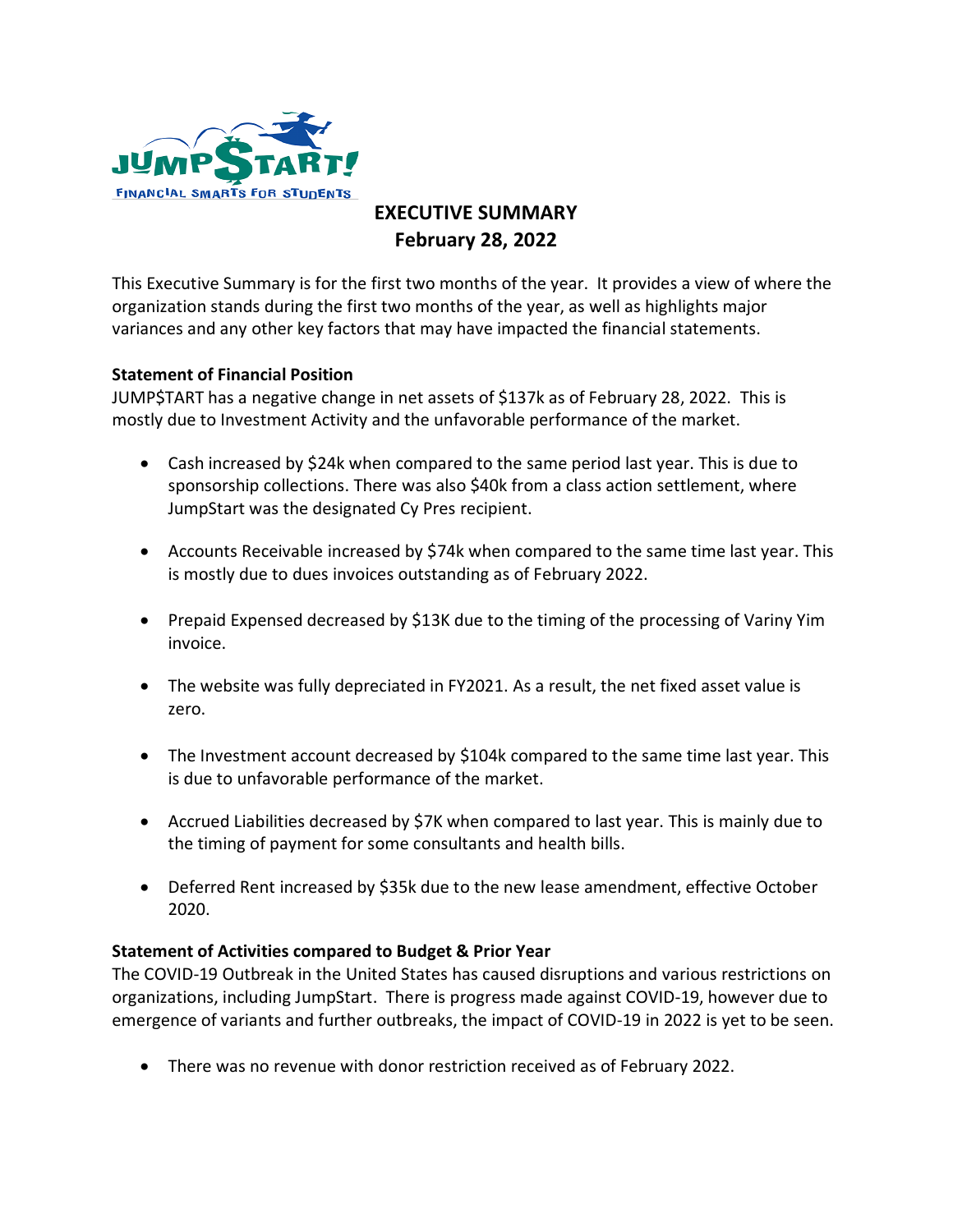# EXECUTIVE SUMMARY

## February 28, 2022

This Executive Summary is for the first two months of the year. It provides a view of where the organization stands during the first two months of the year, as well as highlights major variances and any other key factors that may have impacted the financial statements.

### Statement of Financial Position

JUMP$TART has a negative change in net assets of $137k as of February 28, 2022. This is mostly due to Investment Activity and the unfavorable performance of the market.

- Cash increased by $24k when compared to the same period last year. This is due to sponsorship collections. There was also $40k from a class action settlement, where JumpStart was the designated Cy Pres recipient.
- Accounts Receivable increased by $74k when compared to the same time last year. This is mostly due to dues invoices outstanding as of February 2022.
- Prepaid Expensed decreased by $13K due to the timing of the processing of Variny Yim invoice.
- The website was fully depreciated in FY2021. As a result, the net fixed asset value is zero.
- The Investment account decreased by $104k compared to the same time last year. This is due to unfavorable performance of the market.
- Accrued Liabilities decreased by $7K when compared to last year. This is mainly due to the timing of payment for some consultants and health bills.
- Deferred Rent increased by $35k due to the new lease amendment, effective October 2020.

### Statement of Activities compared to Budget & Prior Year

The COVID-19 Outbreak in the United States has caused disruptions and various restrictions on organizations, including JumpStart. There is progress made against COVID-19, however due to emergence of variants and further outbreaks, the impact of COVID-19 in 2022 is yet to be seen.

- There was no revenue with donor restriction received as of February 2022.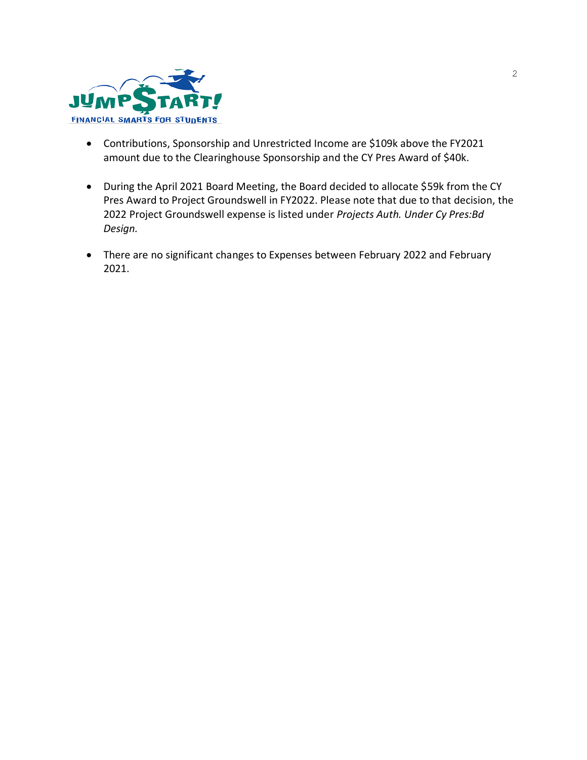- Contributions, Sponsorship and Unrestricted Income are $109k above the FY2021 amount due to the Clearinghouse Sponsorship and the CY Pres Award of $40k.

- During the April 2021 Board Meeting, the Board decided to allocate $59k from the CY Pres Award to Project Groundswell in FY2022. Please note that due to that decision, the 2022 Project Groundswell expense is listed under *Projects Auth. Under Cy Pres:Bd Design.*

- There are no significant changes to Expenses between February 2022 and February 2021.